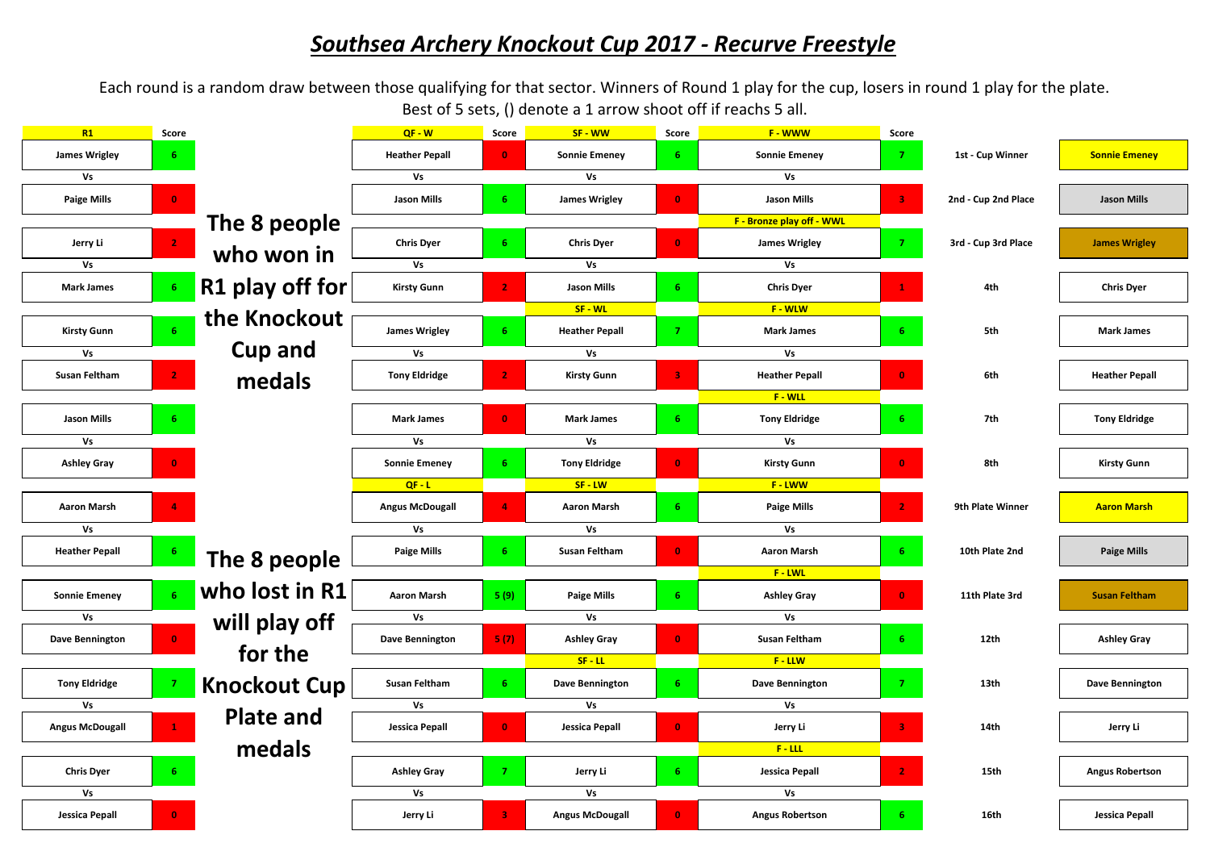# *Southsea Archery Knockout Cup 2017 - Recurve Freestyle*

Each round is a random draw between those qualifying for that sector. Winners of Round 1 play for the cup, losers in round 1 play for the plate.
Best of 5 sets, () denote a 1 arrow shoot off if reachs 5 all.

| R1 | Score | | QF - W | Score | SF - WW | Score | F - WWW | Score | | |
|---|---|---|---|---|---|---|---|---|---|---|
| James Wrigley | 6 | | Heather Pepall | 0 | Sonnie Emeney | 6 | Sonnie Emeney | 7 | 1st - Cup Winner | Sonnie Emeney |
| Vs | | | Vs | | Vs | | Vs | | | |
| Paige Mills | 0 | | Jason Mills | 6 | James Wrigley | 0 | Jason Mills | 3 | 2nd - Cup 2nd Place | Jason Mills |
| | | | | | | | F - Bronze play off - WWL | | | |
| Jerry Li | 2 | | Chris Dyer | 6 | Chris Dyer | 0 | James Wrigley | 7 | 3rd - Cup 3rd Place | James Wrigley |
| Vs | | | Vs | | Vs | | Vs | | | |
| Mark James | 6 | | Kirsty Gunn | 2 | Jason Mills | 6 | Chris Dyer | 1 | 4th | Chris Dyer |
| | | | | | SF - WL | | F - WLW | | | |
| Kirsty Gunn | 6 | | James Wrigley | 6 | Heather Pepall | 7 | Mark James | 6 | 5th | Mark James |
| Vs | | | Vs | | Vs | | Vs | | | |
| Susan Feltham | 2 | | Tony Eldridge | 2 | Kirsty Gunn | 3 | Heather Pepall | 0 | 6th | Heather Pepall |
| | | | | | | | F - WLL | | | |
| Jason Mills | 6 | | Mark James | 0 | Mark James | 6 | Tony Eldridge | 6 | 7th | Tony Eldridge |
| Vs | | | Vs | | Vs | | Vs | | | |
| Ashley Gray | 0 | | Sonnie Emeney | 6 | Tony Eldridge | 0 | Kirsty Gunn | 0 | 8th | Kirsty Gunn |
| | | | QF - L | | SF - LW | | F - LWW | | | |
| Aaron Marsh | 4 | | Angus McDougall | 4 | Aaron Marsh | 6 | Paige Mills | 2 | 9th Plate Winner | Aaron Marsh |
| Vs | | | Vs | | Vs | | Vs | | | |
| Heather Pepall | 6 | | Paige Mills | 6 | Susan Feltham | 0 | Aaron Marsh | 6 | 10th Plate 2nd | Paige Mills |
| | | | | | | | F - LWL | | | |
| Sonnie Emeney | 6 | | Aaron Marsh | 5 (9) | Paige Mills | 6 | Ashley Gray | 0 | 11th Plate 3rd | Susan Feltham |
| Vs | | | Vs | | Vs | | Vs | | | |
| Dave Bennington | 0 | | Dave Bennington | 5 (7) | Ashley Gray | 0 | Susan Feltham | 6 | 12th | Ashley Gray |
| | | | | | SF - LL | | F - LLW | | | |
| Tony Eldridge | 7 | | Susan Feltham | 6 | Dave Bennington | 6 | Dave Bennington | 7 | 13th | Dave Bennington |
| Vs | | | Vs | | Vs | | Vs | | | |
| Angus McDougall | 1 | | Jessica Pepall | 0 | Jessica Pepall | 0 | Jerry Li | 3 | 14th | Jerry Li |
| | | | | | | | F - LLL | | | |
| Chris Dyer | 6 | | Ashley Gray | 7 | Jerry Li | 6 | Jessica Pepall | 2 | 15th | Angus Robertson |
| Vs | | | Vs | | Vs | | Vs | | | |
| Jessica Pepall | 0 | | Jerry Li | 3 | Angus McDougall | 0 | Angus Robertson | 6 | 16th | Jessica Pepall |

**The 8 people who won in R1 play off for the Knockout Cup and medals**

**The 8 people who lost in R1 will play off for the Knockout Cup Plate and medals**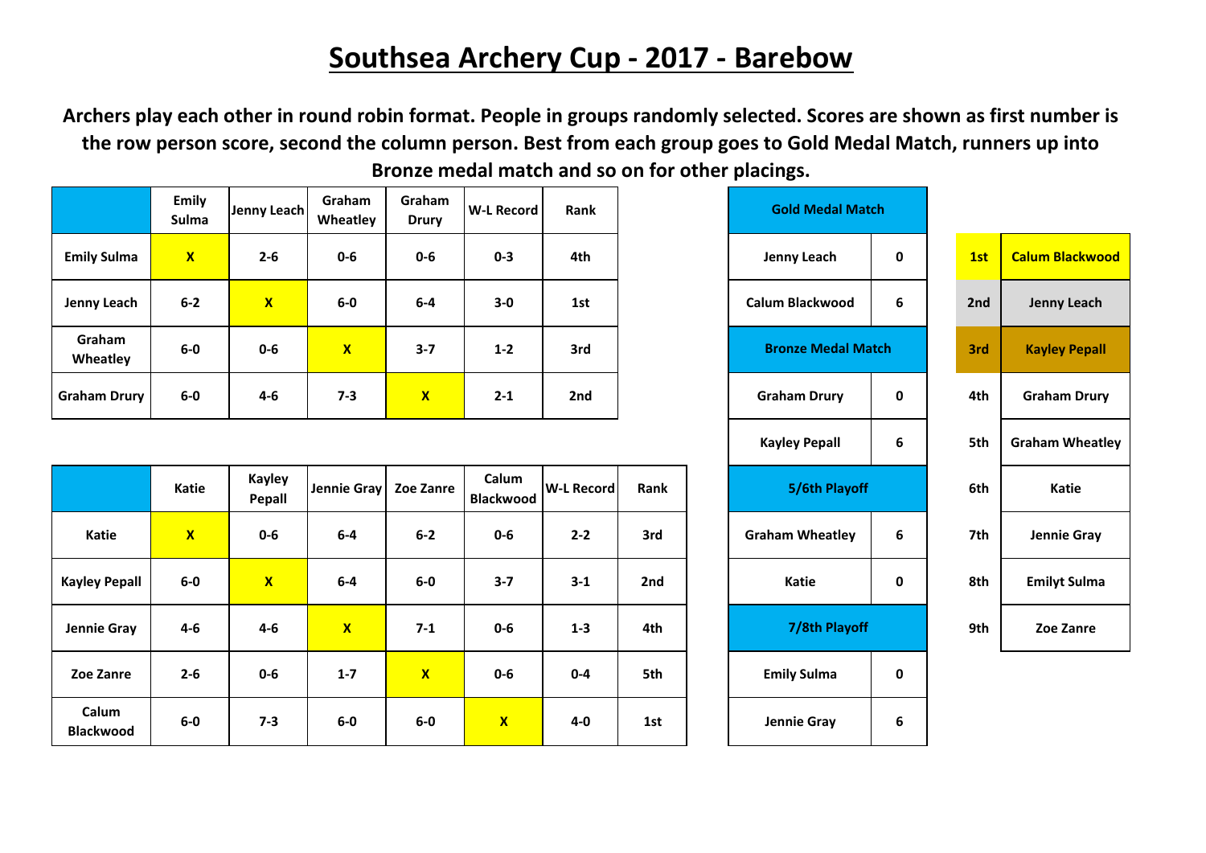# Southsea Archery Cup - 2017 - Barebow

**Archers play each other in round robin format. People in groups randomly selected. Scores are shown as first number is the row person score, second the column person. Best from each group goes to Gold Medal Match, runners up into Bronze medal match and so on for other placings.**

| | Emily Sulma | Jenny Leach | Graham Wheatley | Graham Drury | W-L Record | Rank |
|---|---|---|---|---|---|---|
| Emily Sulma | X | 2-6 | 0-6 | 0-6 | 0-3 | 4th |
| Jenny Leach | 6-2 | X | 6-0 | 6-4 | 3-0 | 1st |
| Graham Wheatley | 6-0 | 0-6 | X | 3-7 | 1-2 | 3rd |
| Graham Drury | 6-0 | 4-6 | 7-3 | X | 2-1 | 2nd |

| | Katie | Kayley Pepall | Jennie Gray | Zoe Zanre | Calum Blackwood | W-L Record | Rank |
|---|---|---|---|---|---|---|---|
| Katie | X | 0-6 | 6-4 | 6-2 | 0-6 | 2-2 | 3rd |
| Kayley Pepall | 6-0 | X | 6-4 | 6-0 | 3-7 | 3-1 | 2nd |
| Jennie Gray | 4-6 | 4-6 | X | 7-1 | 0-6 | 1-3 | 4th |
| Zoe Zanre | 2-6 | 0-6 | 1-7 | X | 0-6 | 0-4 | 5th |
| Calum Blackwood | 6-0 | 7-3 | 6-0 | 6-0 | X | 4-0 | 1st |

| Gold Medal Match | |
|---|---|
| Jenny Leach | 0 |
| Calum Blackwood | 6 |
| **Bronze Medal Match** | |
| Graham Drury | 0 |
| Kayley Pepall | 6 |
| **5/6th Playoff** | |
| Graham Wheatley | 6 |
| Katie | 0 |
| **7/8th Playoff** | |
| Emily Sulma | 0 |
| Jennie Gray | 6 |

| Place | Archer |
|---|---|
| 1st | Calum Blackwood |
| 2nd | Jenny Leach |
| 3rd | Kayley Pepall |
| 4th | Graham Drury |
| 5th | Graham Wheatley |
| 6th | Katie |
| 7th | Jennie Gray |
| 8th | Emilyt Sulma |
| 9th | Zoe Zanre |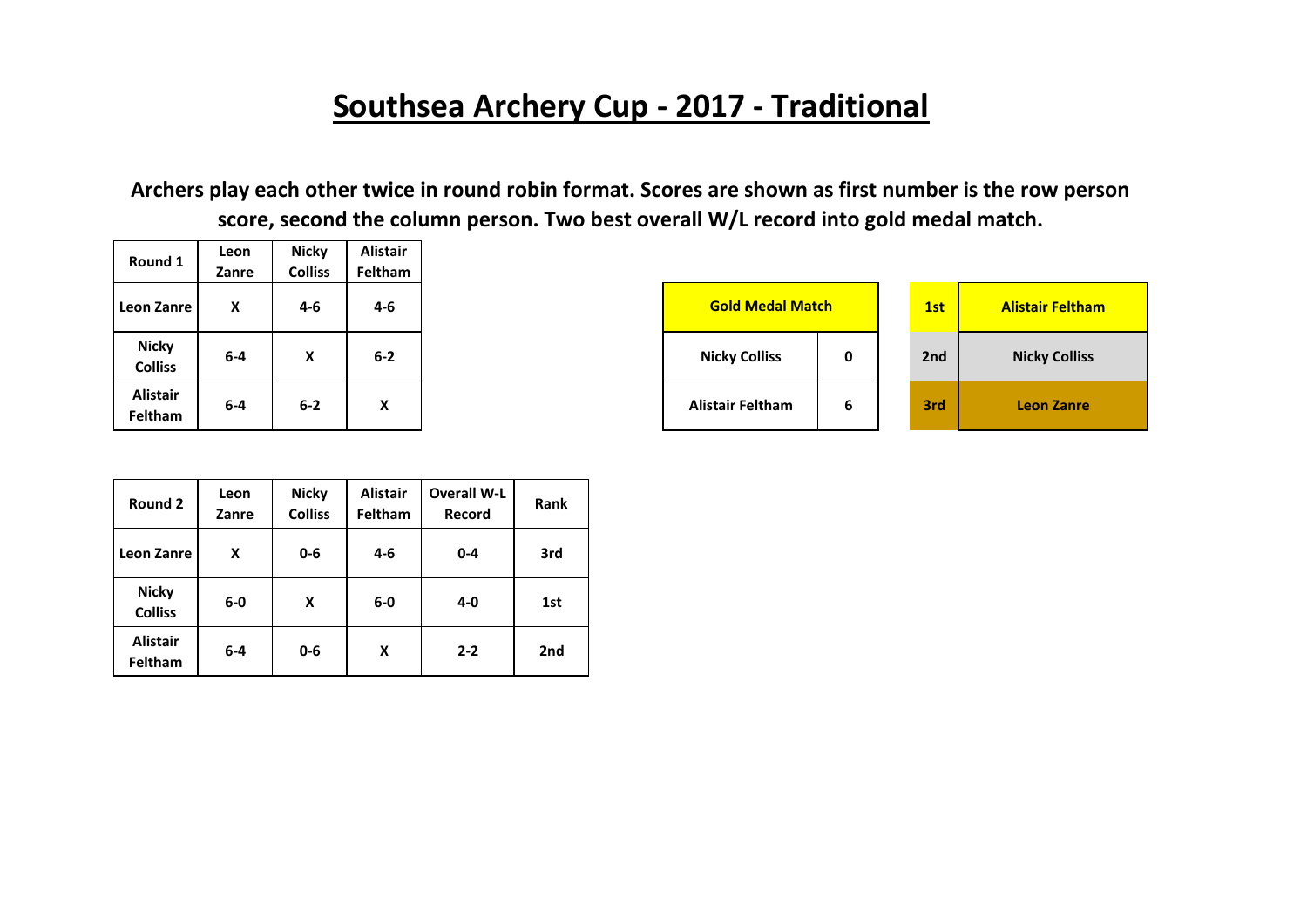# Southsea Archery Cup - 2017 - Traditional

**Archers play each other twice in round robin format. Scores are shown as first number is the row person score, second the column person. Two best overall W/L record into gold medal match.**

| Round 1 | Leon Zanre | Nicky Colliss | Alistair Feltham |
|---|---|---|---|
| Leon Zanre | X | 4-6 | 4-6 |
| Nicky Colliss | 6-4 | X | 6-2 |
| Alistair Feltham | 6-4 | 6-2 | X |

| Gold Medal Match | |
|---|---|
| Nicky Colliss | 0 |
| Alistair Feltham | 6 |

| | |
|---|---|
| 1st | Alistair Feltham |
| 2nd | Nicky Colliss |
| 3rd | Leon Zanre |

| Round 2 | Leon Zanre | Nicky Colliss | Alistair Feltham | Overall W-L Record | Rank |
|---|---|---|---|---|---|
| Leon Zanre | X | 0-6 | 4-6 | 0-4 | 3rd |
| Nicky Colliss | 6-0 | X | 6-0 | 4-0 | 1st |
| Alistair Feltham | 6-4 | 0-6 | X | 2-2 | 2nd |